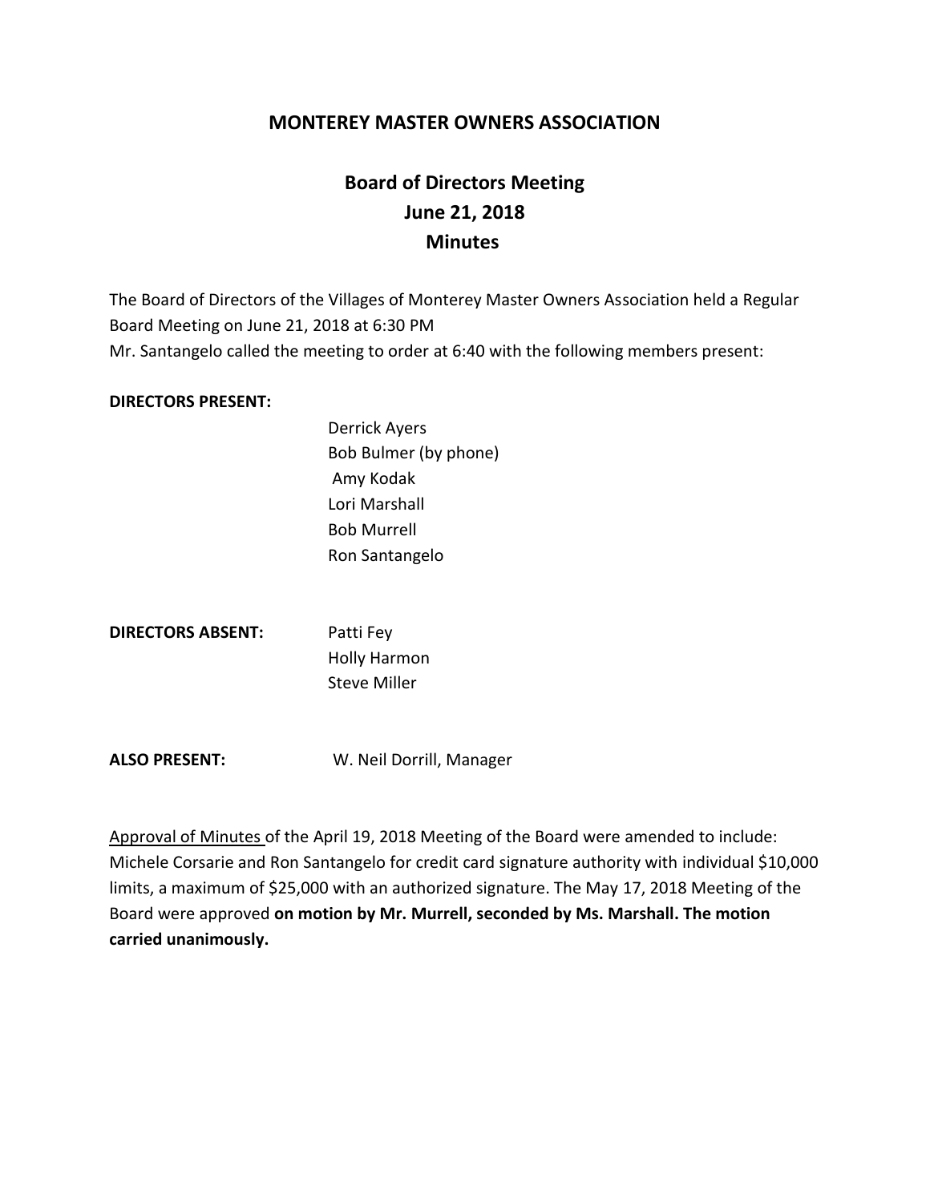# MONTEREY MASTER OWNERS ASSOCIATION

## Board of Directors Meeting
## June 21, 2018
## Minutes

The Board of Directors of the Villages of Monterey Master Owners Association held a Regular Board Meeting on June 21, 2018 at 6:30 PM
Mr. Santangelo called the meeting to order at 6:40 with the following members present:

**DIRECTORS PRESENT:**

Derrick Ayers
Bob Bulmer (by phone)
Amy Kodak
Lori Marshall
Bob Murrell
Ron Santangelo

**DIRECTORS ABSENT:**

Patti Fey
Holly Harmon
Steve Miller

**ALSO PRESENT:** W. Neil Dorrill, Manager

Approval of Minutes of the April 19, 2018 Meeting of the Board were amended to include: Michele Corsarie and Ron Santangelo for credit card signature authority with individual $10,000 limits, a maximum of $25,000 with an authorized signature. The May 17, 2018 Meeting of the Board were approved **on motion by Mr. Murrell, seconded by Ms. Marshall. The motion carried unanimously.**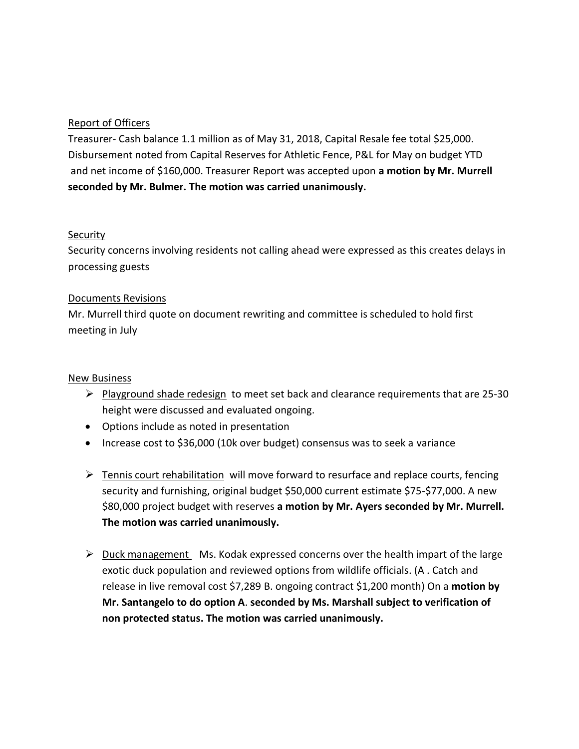Report of Officers

Treasurer- Cash balance 1.1 million as of May 31, 2018, Capital Resale fee total $25,000. Disbursement noted from Capital Reserves for Athletic Fence, P&L for May on budget YTD and net income of $160,000. Treasurer Report was accepted upon **a motion by Mr. Murrell seconded by Mr. Bulmer. The motion was carried unanimously.**

Security

Security concerns involving residents not calling ahead were expressed as this creates delays in processing guests

Documents Revisions

Mr. Murrell third quote on document rewriting and committee is scheduled to hold first meeting in July

New Business

- Playground shade redesign to meet set back and clearance requirements that are 25-30 height were discussed and evaluated ongoing.
- Options include as noted in presentation
- Increase cost to $36,000 (10k over budget) consensus was to seek a variance

- Tennis court rehabilitation will move forward to resurface and replace courts, fencing security and furnishing, original budget $50,000 current estimate $75-$77,000. A new $80,000 project budget with reserves **a motion by Mr. Ayers seconded by Mr. Murrell. The motion was carried unanimously.**

- Duck management Ms. Kodak expressed concerns over the health impart of the large exotic duck population and reviewed options from wildlife officials. (A . Catch and release in live removal cost $7,289 B. ongoing contract $1,200 month) On a **motion by Mr. Santangelo to do option A**. **seconded by Ms. Marshall subject to verification of non protected status. The motion was carried unanimously.**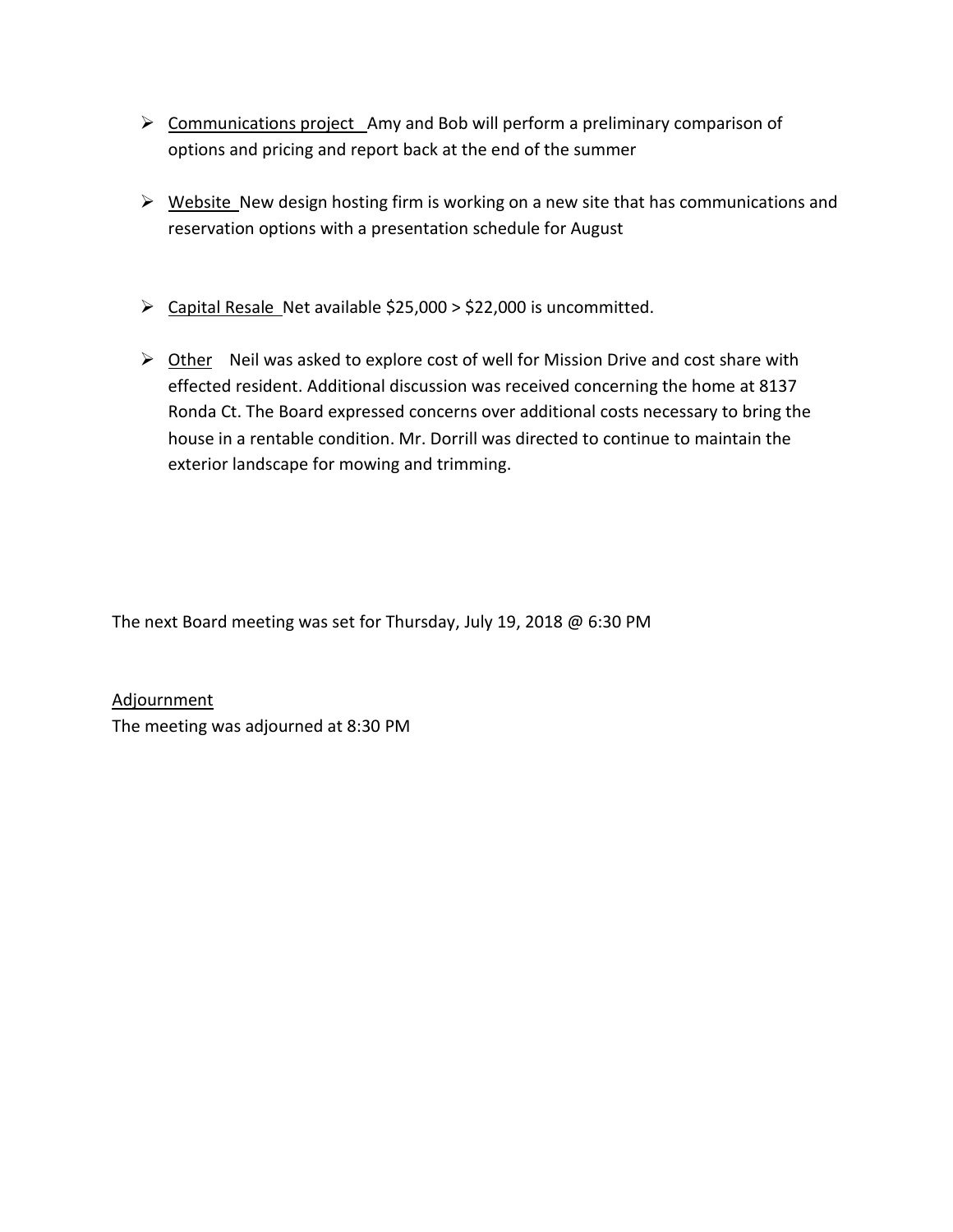- Communications project Amy and Bob will perform a preliminary comparison of options and pricing and report back at the end of the summer

- Website New design hosting firm is working on a new site that has communications and reservation options with a presentation schedule for August

- Capital Resale Net available $25,000 > $22,000 is uncommitted.

- Other Neil was asked to explore cost of well for Mission Drive and cost share with effected resident. Additional discussion was received concerning the home at 8137 Ronda Ct. The Board expressed concerns over additional costs necessary to bring the house in a rentable condition. Mr. Dorrill was directed to continue to maintain the exterior landscape for mowing and trimming.

The next Board meeting was set for Thursday, July 19, 2018 @ 6:30 PM

Adjournment

The meeting was adjourned at 8:30 PM